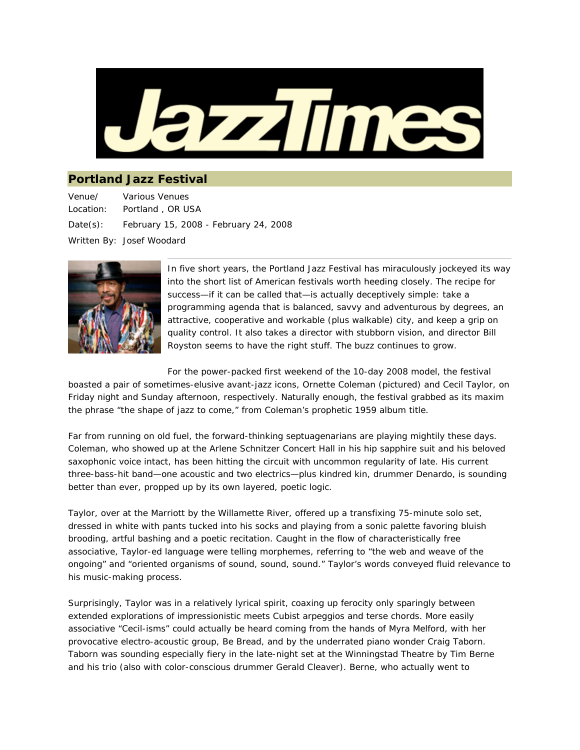# Portland Jazz Festival

Venue/ Location: Various Venues Portland , OR USA

Date(s): February 15, 2008 - February 24, 2008

Written By: Josef Woodard

In five short years, the Portland Jazz Festival has miraculously jockeyed its way into the short list of American festivals worth heeding closely. The recipe for success—if it can be called that—is actually deceptively simple: take a programming agenda that is balanced, savvy and adventurous by degrees, an attractive, cooperative and workable (plus walkable) city, and keep a grip on quality control. It also takes a director with stubborn vision, and director Bill Royston seems to have the right stuff. The buzz continues to grow.

For the power-packed first weekend of the 10-day 2008 model, the festival boasted a pair of sometimes-elusive avant-jazz icons, Ornette Coleman (pictured) and Cecil Taylor, on Friday night and Sunday afternoon, respectively. Naturally enough, the festival grabbed as its maxim the phrase "the shape of jazz to come," from Coleman's prophetic 1959 album title.

Far from running on old fuel, the forward-thinking septuagenarians are playing mightily these days. Coleman, who showed up at the Arlene Schnitzer Concert Hall in his hip sapphire suit and his beloved saxophonic voice intact, has been hitting the circuit with uncommon regularity of late. His current three-bass-hit band—one acoustic and two electrics—plus kindred kin, drummer Denardo, is sounding better than ever, propped up by its own layered, poetic logic.

Taylor, over at the Marriott by the Willamette River, offered up a transfixing 75-minute solo set, dressed in white with pants tucked into his socks and playing from a sonic palette favoring bluish brooding, artful bashing and a poetic recitation. Caught in the flow of characteristically free associative, Taylor-ed language were telling morphemes, referring to "the web and weave of the ongoing" and "oriented organisms of sound, sound, sound." Taylor's words conveyed fluid relevance to his music-making process.

Surprisingly, Taylor was in a relatively lyrical spirit, coaxing up ferocity only sparingly between extended explorations of impressionistic meets Cubist arpeggios and terse chords. More easily associative "Cecil-isms" could actually be heard coming from the hands of Myra Melford, with her provocative electro-acoustic group, Be Bread, and by the underrated piano wonder Craig Taborn. Taborn was sounding especially fiery in the late-night set at the Winningstad Theatre by Tim Berne and his trio (also with color-conscious drummer Gerald Cleaver). Berne, who actually went to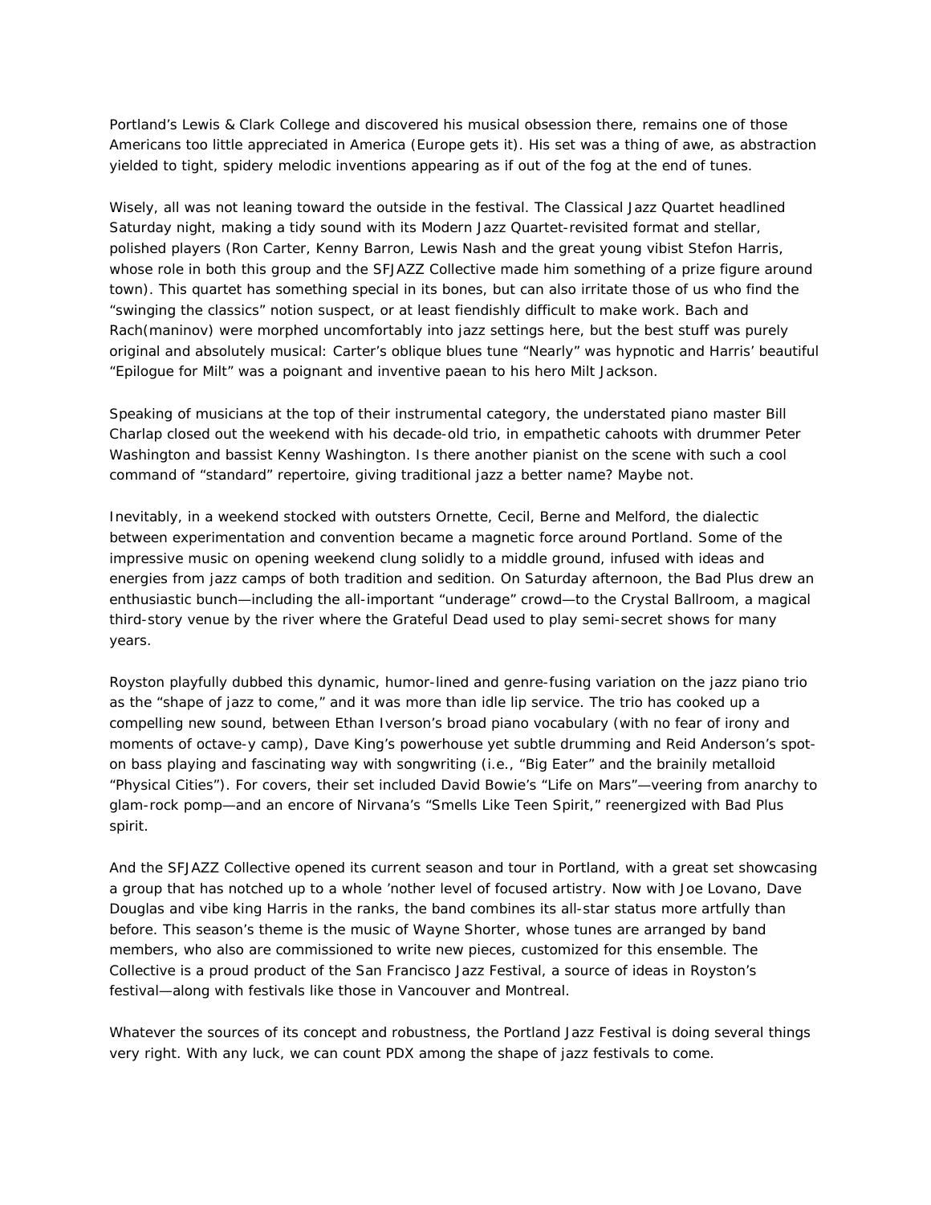Portland's Lewis & Clark College and discovered his musical obsession there, remains one of those Americans too little appreciated in America (Europe gets it). His set was a thing of awe, as abstraction yielded to tight, spidery melodic inventions appearing as if out of the fog at the end of tunes.

Wisely, all was not leaning toward the outside in the festival. The Classical Jazz Quartet headlined Saturday night, making a tidy sound with its Modern Jazz Quartet-revisited format and stellar, polished players (Ron Carter, Kenny Barron, Lewis Nash and the great young vibist Stefon Harris, whose role in both this group and the SFJAZZ Collective made him something of a prize figure around town). This quartet has something special in its bones, but can also irritate those of us who find the "swinging the classics" notion suspect, or at least fiendishly difficult to make work. Bach and Rach(maninov) were morphed uncomfortably into jazz settings here, but the best stuff was purely original and absolutely musical: Carter's oblique blues tune "Nearly" was hypnotic and Harris' beautiful "Epilogue for Milt" was a poignant and inventive paean to his hero Milt Jackson.

Speaking of musicians at the top of their instrumental category, the understated piano master Bill Charlap closed out the weekend with his decade-old trio, in empathetic cahoots with drummer Peter Washington and bassist Kenny Washington. Is there another pianist on the scene with such a cool command of "standard" repertoire, giving traditional jazz a better name? Maybe not.

Inevitably, in a weekend stocked with outsters Ornette, Cecil, Berne and Melford, the dialectic between experimentation and convention became a magnetic force around Portland. Some of the impressive music on opening weekend clung solidly to a middle ground, infused with ideas and energies from jazz camps of both tradition and sedition. On Saturday afternoon, the Bad Plus drew an enthusiastic bunch—including the all-important "underage" crowd—to the Crystal Ballroom, a magical third-story venue by the river where the Grateful Dead used to play semi-secret shows for many years.

Royston playfully dubbed this dynamic, humor-lined and genre-fusing variation on the jazz piano trio as the "shape of jazz to come," and it was more than idle lip service. The trio has cooked up a compelling new sound, between Ethan Iverson's broad piano vocabulary (with no fear of irony and moments of octave-y camp), Dave King's powerhouse yet subtle drumming and Reid Anderson's spot-on bass playing and fascinating way with songwriting (i.e., "Big Eater" and the brainily metalloid "Physical Cities"). For covers, their set included David Bowie's "Life on Mars"—veering from anarchy to glam-rock pomp—and an encore of Nirvana's "Smells Like Teen Spirit," reenergized with Bad Plus spirit.

And the SFJAZZ Collective opened its current season and tour in Portland, with a great set showcasing a group that has notched up to a whole 'nother level of focused artistry. Now with Joe Lovano, Dave Douglas and vibe king Harris in the ranks, the band combines its all-star status more artfully than before. This season's theme is the music of Wayne Shorter, whose tunes are arranged by band members, who also are commissioned to write new pieces, customized for this ensemble. The Collective is a proud product of the San Francisco Jazz Festival, a source of ideas in Royston's festival—along with festivals like those in Vancouver and Montreal.

Whatever the sources of its concept and robustness, the Portland Jazz Festival is doing several things very right. With any luck, we can count PDX among the shape of jazz festivals to come.